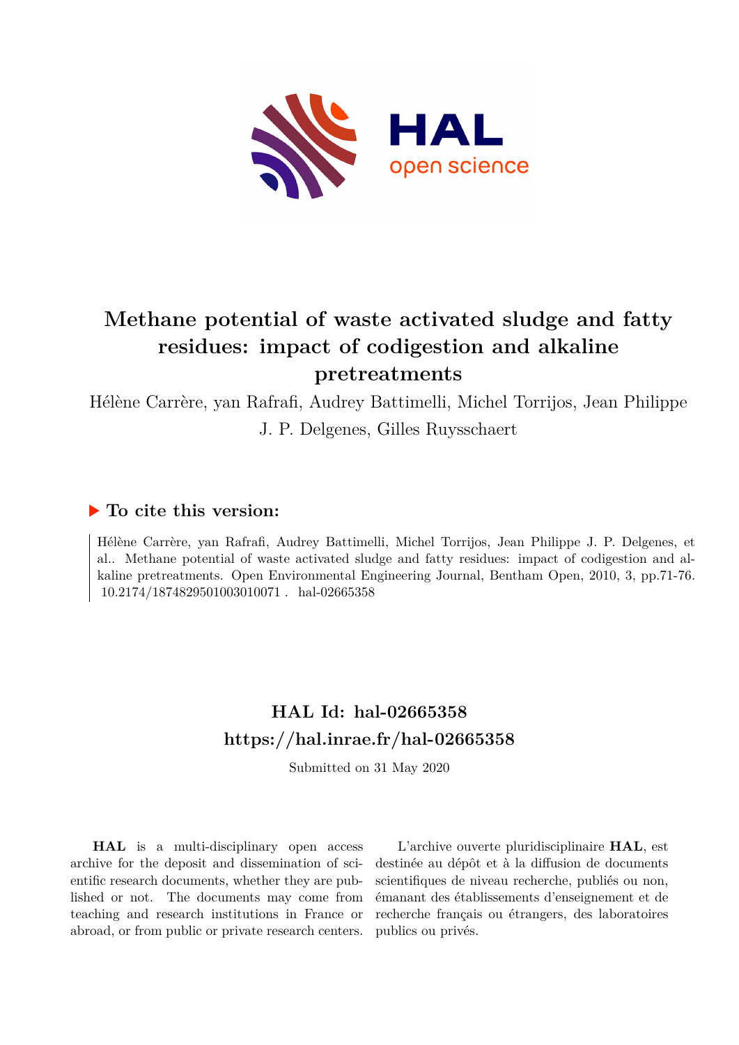# Methane potential of waste activated sludge and fatty residues: impact of codigestion and alkaline pretreatments

Hélène Carrère, yan Rafrafi, Audrey Battimelli, Michel Torrijos, Jean Philippe J. P. Delgenes, Gilles Ruysschaert

## ▶ To cite this version:

Hélène Carrère, yan Rafrafi, Audrey Battimelli, Michel Torrijos, Jean Philippe J. P. Delgenes, et al.. Methane potential of waste activated sludge and fatty residues: impact of codigestion and alkaline pretreatments. Open Environmental Engineering Journal, Bentham Open, 2010, 3, pp.71-76. 10.2174/1874829501003010071 . hal-02665358

## HAL Id: hal-02665358
## https://hal.inrae.fr/hal-02665358

Submitted on 31 May 2020

**HAL** is a multi-disciplinary open access archive for the deposit and dissemination of scientific research documents, whether they are published or not. The documents may come from teaching and research institutions in France or abroad, or from public or private research centers.

L'archive ouverte pluridisciplinaire **HAL**, est destinée au dépôt et à la diffusion de documents scientifiques de niveau recherche, publiés ou non, émanant des établissements d'enseignement et de recherche français ou étrangers, des laboratoires publics ou privés.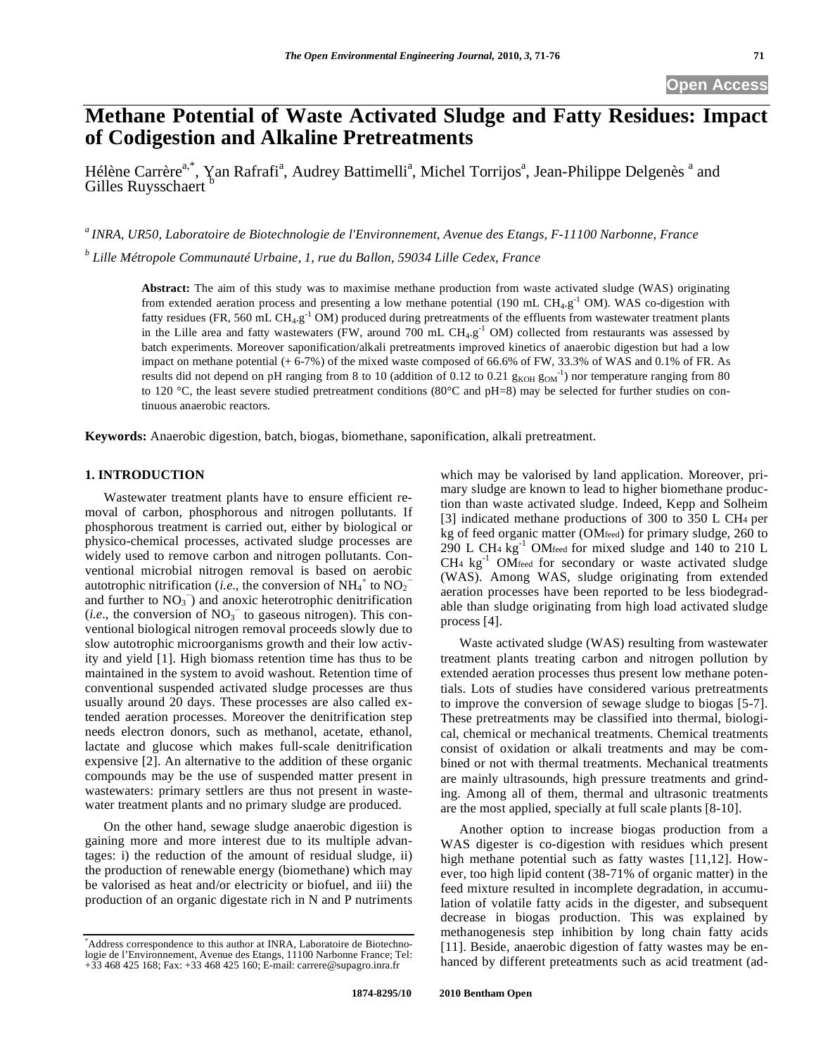# Methane Potential of Waste Activated Sludge and Fatty Residues: Impact of Codigestion and Alkaline Pretreatments

Hélène Carrère[a,*], Yan Rafrafi[a], Audrey Battimelli[a], Michel Torrijos[a], Jean-Philippe Delgenès [a] and Gilles Ruysschaert [b]

[a] *INRA, UR50, Laboratoire de Biotechnologie de l'Environnement, Avenue des Etangs, F-11100 Narbonne, France*

[b] *Lille Métropole Communauté Urbaine, 1, rue du Ballon, 59034 Lille Cedex, France*

**Abstract:** The aim of this study was to maximise methane production from waste activated sludge (WAS) originating from extended aeration process and presenting a low methane potential (190 mL $CH_4.g^{-1}$ OM). WAS co-digestion with fatty residues (FR, 560 mL $CH_4.g^{-1}$ OM) produced during pretreatments of the effluents from wastewater treatment plants in the Lille area and fatty wastewaters (FW, around 700 mL $CH_4.g^{-1}$ OM) collected from restaurants was assessed by batch experiments. Moreover saponification/alkali pretreatments improved kinetics of anaerobic digestion but had a low impact on methane potential (+ 6-7%) of the mixed waste composed of 66.6% of FW, 33.3% of WAS and 0.1% of FR. As results did not depend on pH ranging from 8 to 10 (addition of 0.12 to 0.21 $g_{KOH}$ $g_{OM}^{-1}$) nor temperature ranging from 80 to 120 °C, the least severe studied pretreatment conditions (80°C and pH=8) may be selected for further studies on continuous anaerobic reactors.

**Keywords:** Anaerobic digestion, batch, biogas, biomethane, saponification, alkali pretreatment.

## 1. INTRODUCTION

Wastewater treatment plants have to ensure efficient removal of carbon, phosphorous and nitrogen pollutants. If phosphorous treatment is carried out, either by biological or physico-chemical processes, activated sludge processes are widely used to remove carbon and nitrogen pollutants. Conventional microbial nitrogen removal is based on aerobic autotrophic nitrification (*i.e*., the conversion of $NH_4^+$ to $NO_2^-$ and further to $NO_3^-$) and anoxic heterotrophic denitrification (*i.e*., the conversion of $NO_3^-$ to gaseous nitrogen). This conventional biological nitrogen removal proceeds slowly due to slow autotrophic microorganisms growth and their low activity and yield [1]. High biomass retention time has thus to be maintained in the system to avoid washout. Retention time of conventional suspended activated sludge processes are thus usually around 20 days. These processes are also called extended aeration processes. Moreover the denitrification step needs electron donors, such as methanol, acetate, ethanol, lactate and glucose which makes full-scale denitrification expensive [2]. An alternative to the addition of these organic compounds may be the use of suspended matter present in wastewaters: primary settlers are thus not present in wastewater treatment plants and no primary sludge are produced.

On the other hand, sewage sludge anaerobic digestion is gaining more and more interest due to its multiple advantages: i) the reduction of the amount of residual sludge, ii) the production of renewable energy (biomethane) which may be valorised as heat and/or electricity or biofuel, and iii) the production of an organic digestate rich in N and P nutriments which may be valorised by land application. Moreover, primary sludge are known to lead to higher biomethane production than waste activated sludge. Indeed, Kepp and Solheim [3] indicated methane productions of 300 to 350 L $CH_4$ per kg of feed organic matter ($OM_{feed}$) for primary sludge, 260 to 290 L $CH_4$ $kg^{-1}$ $OM_{feed}$ for mixed sludge and 140 to 210 L $CH_4$ $kg^{-1}$ $OM_{feed}$ for secondary or waste activated sludge (WAS). Among WAS, sludge originating from extended aeration processes have been reported to be less biodegradable than sludge originating from high load activated sludge process [4].

Waste activated sludge (WAS) resulting from wastewater treatment plants treating carbon and nitrogen pollution by extended aeration processes thus present low methane potentials. Lots of studies have considered various pretreatments to improve the conversion of sewage sludge to biogas [5-7]. These pretreatments may be classified into thermal, biological, chemical or mechanical treatments. Chemical treatments consist of oxidation or alkali treatments and may be combined or not with thermal treatments. Mechanical treatments are mainly ultrasounds, high pressure treatments and grinding. Among all of them, thermal and ultrasonic treatments are the most applied, specially at full scale plants [8-10].

Another option to increase biogas production from a WAS digester is co-digestion with residues which present high methane potential such as fatty wastes [11,12]. However, too high lipid content (38-71% of organic matter) in the feed mixture resulted in incomplete degradation, in accumulation of volatile fatty acids in the digester, and subsequent decrease in biogas production. This was explained by methanogenesis step inhibition by long chain fatty acids [11]. Beside, anaerobic digestion of fatty wastes may be enhanced by different preteatments such as acid treatment (ad-

*Address correspondence to this author at INRA, Laboratoire de Biotechnologie de l'Environnement, Avenue des Etangs, 11100 Narbonne France; Tel: +33 468 425 168; Fax: +33 468 425 160; E-mail: carrere@supagro.inra.fr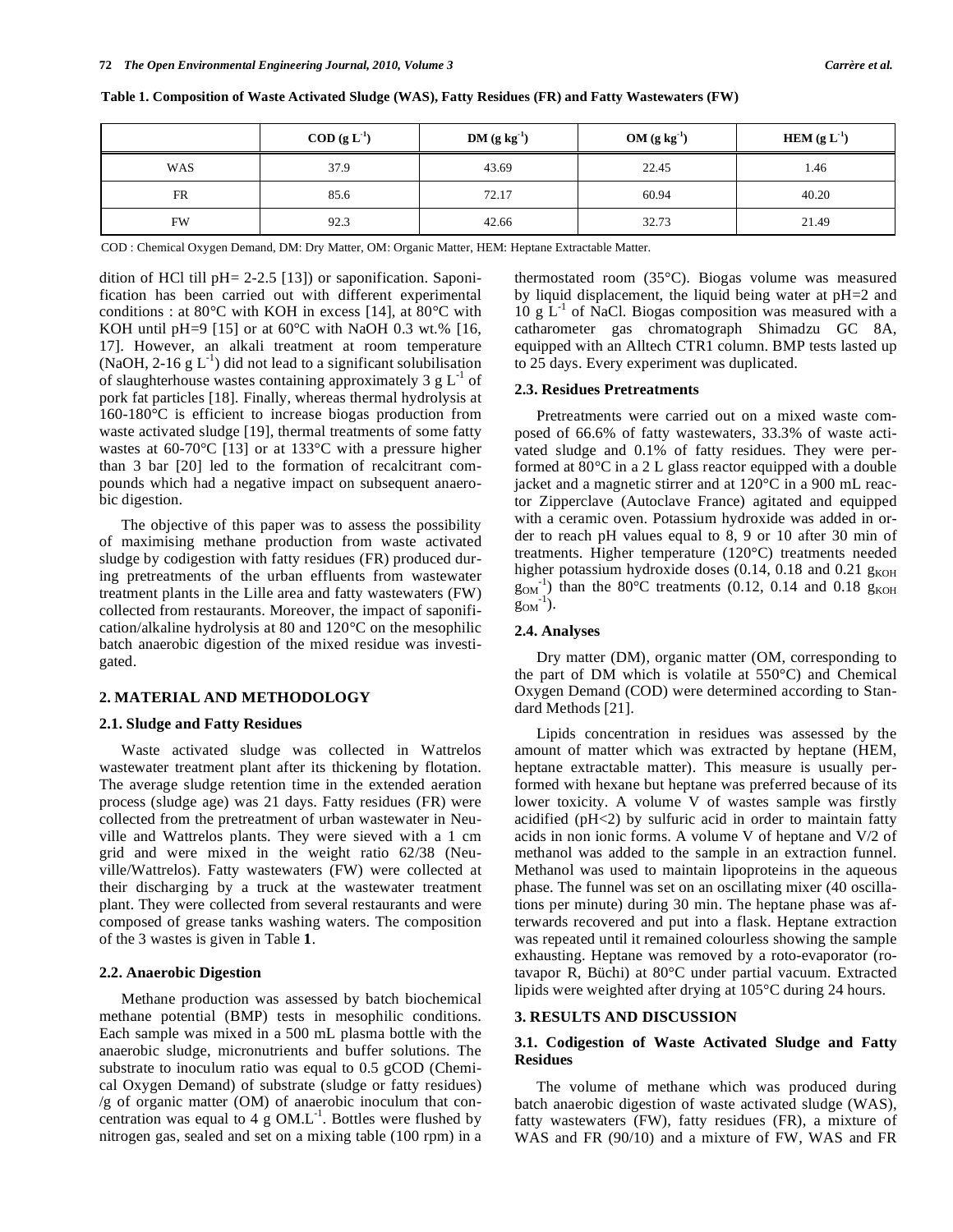**Table 1. Composition of Waste Activated Sludge (WAS), Fatty Residues (FR) and Fatty Wastewaters (FW)**

| | COD ($g\ L^{-1}$) | DM ($g\ kg^{-1}$) | OM ($g\ kg^{-1}$) | HEM ($g\ L^{-1}$) |
|---|---|---|---|---|
| WAS | 37.9 | 43.69 | 22.45 | 1.46 |
| FR | 85.6 | 72.17 | 60.94 | 40.20 |
| FW | 92.3 | 42.66 | 32.73 | 21.49 |

COD : Chemical Oxygen Demand, DM: Dry Matter, OM: Organic Matter, HEM: Heptane Extractable Matter.

dition of HCl till pH= 2-2.5 [13]) or saponification. Saponification has been carried out with different experimental conditions : at 80°C with KOH in excess [14], at 80°C with KOH until pH=9 [15] or at 60°C with NaOH 0.3 wt.% [16, 17]. However, an alkali treatment at room temperature (NaOH, 2-16 $g\ L^{-1}$) did not lead to a significant solubilisation of slaughterhouse wastes containing approximately 3 $g\ L^{-1}$ of pork fat particles [18]. Finally, whereas thermal hydrolysis at 160-180°C is efficient to increase biogas production from waste activated sludge [19], thermal treatments of some fatty wastes at 60-70°C [13] or at 133°C with a pressure higher than 3 bar [20] led to the formation of recalcitrant compounds which had a negative impact on subsequent anaerobic digestion.

The objective of this paper was to assess the possibility of maximising methane production from waste activated sludge by codigestion with fatty residues (FR) produced during pretreatments of the urban effluents from wastewater treatment plants in the Lille area and fatty wastewaters (FW) collected from restaurants. Moreover, the impact of saponification/alkaline hydrolysis at 80 and 120°C on the mesophilic batch anaerobic digestion of the mixed residue was investigated.

## 2. MATERIAL AND METHODOLOGY

### 2.1. Sludge and Fatty Residues

Waste activated sludge was collected in Wattrelos wastewater treatment plant after its thickening by flotation. The average sludge retention time in the extended aeration process (sludge age) was 21 days. Fatty residues (FR) were collected from the pretreatment of urban wastewater in Neuville and Wattrelos plants. They were sieved with a 1 cm grid and were mixed in the weight ratio 62/38 (Neuville/Wattrelos). Fatty wastewaters (FW) were collected at their discharging by a truck at the wastewater treatment plant. They were collected from several restaurants and were composed of grease tanks washing waters. The composition of the 3 wastes is given in Table **1**.

### 2.2. Anaerobic Digestion

Methane production was assessed by batch biochemical methane potential (BMP) tests in mesophilic conditions. Each sample was mixed in a 500 mL plasma bottle with the anaerobic sludge, micronutrients and buffer solutions. The substrate to inoculum ratio was equal to 0.5 gCOD (Chemical Oxygen Demand) of substrate (sludge or fatty residues) /g of organic matter (OM) of anaerobic inoculum that concentration was equal to 4 $g\ OM.L^{-1}$. Bottles were flushed by nitrogen gas, sealed and set on a mixing table (100 rpm) in a thermostated room (35°C). Biogas volume was measured by liquid displacement, the liquid being water at pH=2 and 10 $g\ L^{-1}$ of NaCl. Biogas composition was measured with a catharometer gas chromatograph Shimadzu GC 8A, equipped with an Alltech CTR1 column. BMP tests lasted up to 25 days. Every experiment was duplicated.

### 2.3. Residues Pretreatments

Pretreatments were carried out on a mixed waste composed of 66.6% of fatty wastewaters, 33.3% of waste activated sludge and 0.1% of fatty residues. They were performed at 80°C in a 2 L glass reactor equipped with a double jacket and a magnetic stirrer and at 120°C in a 900 mL reactor Zipperclave (Autoclave France) agitated and equipped with a ceramic oven. Potassium hydroxide was added in order to reach pH values equal to 8, 9 or 10 after 30 min of treatments. Higher temperature (120°C) treatments needed higher potassium hydroxide doses (0.14, 0.18 and 0.21 $g_{KOH}\ g_{OM}^{-1}$) than the 80°C treatments (0.12, 0.14 and 0.18 $g_{KOH}\ g_{OM}^{-1}$).

### 2.4. Analyses

Dry matter (DM), organic matter (OM, corresponding to the part of DM which is volatile at 550°C) and Chemical Oxygen Demand (COD) were determined according to Standard Methods [21].

Lipids concentration in residues was assessed by the amount of matter which was extracted by heptane (HEM, heptane extractable matter). This measure is usually performed with hexane but heptane was preferred because of its lower toxicity. A volume V of wastes sample was firstly acidified (pH<2) by sulfuric acid in order to maintain fatty acids in non ionic forms. A volume V of heptane and V/2 of methanol was added to the sample in an extraction funnel. Methanol was used to maintain lipoproteins in the aqueous phase. The funnel was set on an oscillating mixer (40 oscillations per minute) during 30 min. The heptane phase was afterwards recovered and put into a flask. Heptane extraction was repeated until it remained colourless showing the sample exhausting. Heptane was removed by a roto-evaporator (rotavapor R, Büchi) at 80°C under partial vacuum. Extracted lipids were weighted after drying at 105°C during 24 hours.

## 3. RESULTS AND DISCUSSION

### 3.1. Codigestion of Waste Activated Sludge and Fatty Residues

The volume of methane which was produced during batch anaerobic digestion of waste activated sludge (WAS), fatty wastewaters (FW), fatty residues (FR), a mixture of WAS and FR (90/10) and a mixture of FW, WAS and FR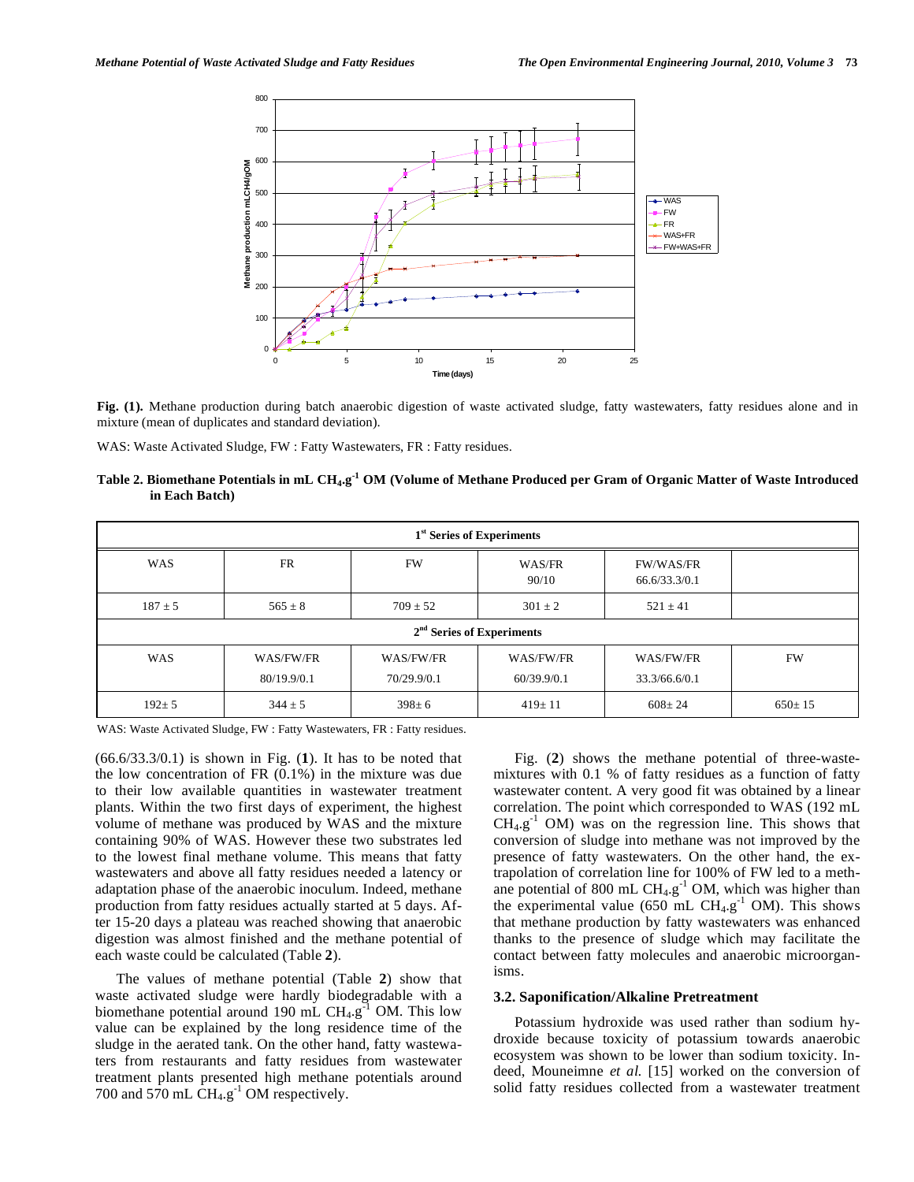**Fig. (1).** Methane production during batch anaerobic digestion of waste activated sludge, fatty wastewaters, fatty residues alone and in mixture (mean of duplicates and standard deviation).

WAS: Waste Activated Sludge, FW : Fatty Wastewaters, FR : Fatty residues.

**Table 2. Biomethane Potentials in mL $CH_4.g^{-1}$ OM (Volume of Methane Produced per Gram of Organic Matter of Waste Introduced in Each Batch)**

| 1st Series of Experiments | | | | | |
|---|---|---|---|---|---|
| WAS | FR | FW | WAS/FR 90/10 | FW/WAS/FR 66.6/33.3/0.1 | |
| 187 ± 5 | 565 ± 8 | 709 ± 52 | 301 ± 2 | 521 ± 41 | |
| **2nd Series of Experiments** | | | | | |
| WAS | WAS/FW/FR 80/19.9/0.1 | WAS/FW/FR 70/29.9/0.1 | WAS/FW/FR 60/39.9/0.1 | WAS/FW/FR 33.3/66.6/0.1 | FW |
| 192± 5 | 344 ± 5 | 398± 6 | 419± 11 | 608± 24 | 650± 15 |

WAS: Waste Activated Sludge, FW : Fatty Wastewaters, FR : Fatty residues.

(66.6/33.3/0.1) is shown in Fig. (**1**). It has to be noted that the low concentration of FR (0.1%) in the mixture was due to their low available quantities in wastewater treatment plants. Within the two first days of experiment, the highest volume of methane was produced by WAS and the mixture containing 90% of WAS. However these two substrates led to the lowest final methane volume. This means that fatty wastewaters and above all fatty residues needed a latency or adaptation phase of the anaerobic inoculum. Indeed, methane production from fatty residues actually started at 5 days. After 15-20 days a plateau was reached showing that anaerobic digestion was almost finished and the methane potential of each waste could be calculated (Table **2**).

The values of methane potential (Table **2**) show that waste activated sludge were hardly biodegradable with a biomethane potential around 190 mL $CH_4.g^{-1}$ OM. This low value can be explained by the long residence time of the sludge in the aerated tank. On the other hand, fatty wastewaters from restaurants and fatty residues from wastewater treatment plants presented high methane potentials around 700 and 570 mL $CH_4.g^{-1}$ OM respectively.

Fig. (**2**) shows the methane potential of three-waste-mixtures with 0.1 % of fatty residues as a function of fatty wastewater content. A very good fit was obtained by a linear correlation. The point which corresponded to WAS (192 mL $CH_4.g^{-1}$ OM) was on the regression line. This shows that conversion of sludge into methane was not improved by the presence of fatty wastewaters. On the other hand, the extrapolation of correlation line for 100% of FW led to a methane potential of 800 mL $CH_4.g^{-1}$ OM, which was higher than the experimental value (650 mL $CH_4.g^{-1}$ OM). This shows that methane production by fatty wastewaters was enhanced thanks to the presence of sludge which may facilitate the contact between fatty molecules and anaerobic microorganisms.

### 3.2. Saponification/Alkaline Pretreatment

Potassium hydroxide was used rather than sodium hydroxide because toxicity of potassium towards anaerobic ecosystem was shown to be lower than sodium toxicity. Indeed, Mouneimne *et al.* [15] worked on the conversion of solid fatty residues collected from a wastewater treatment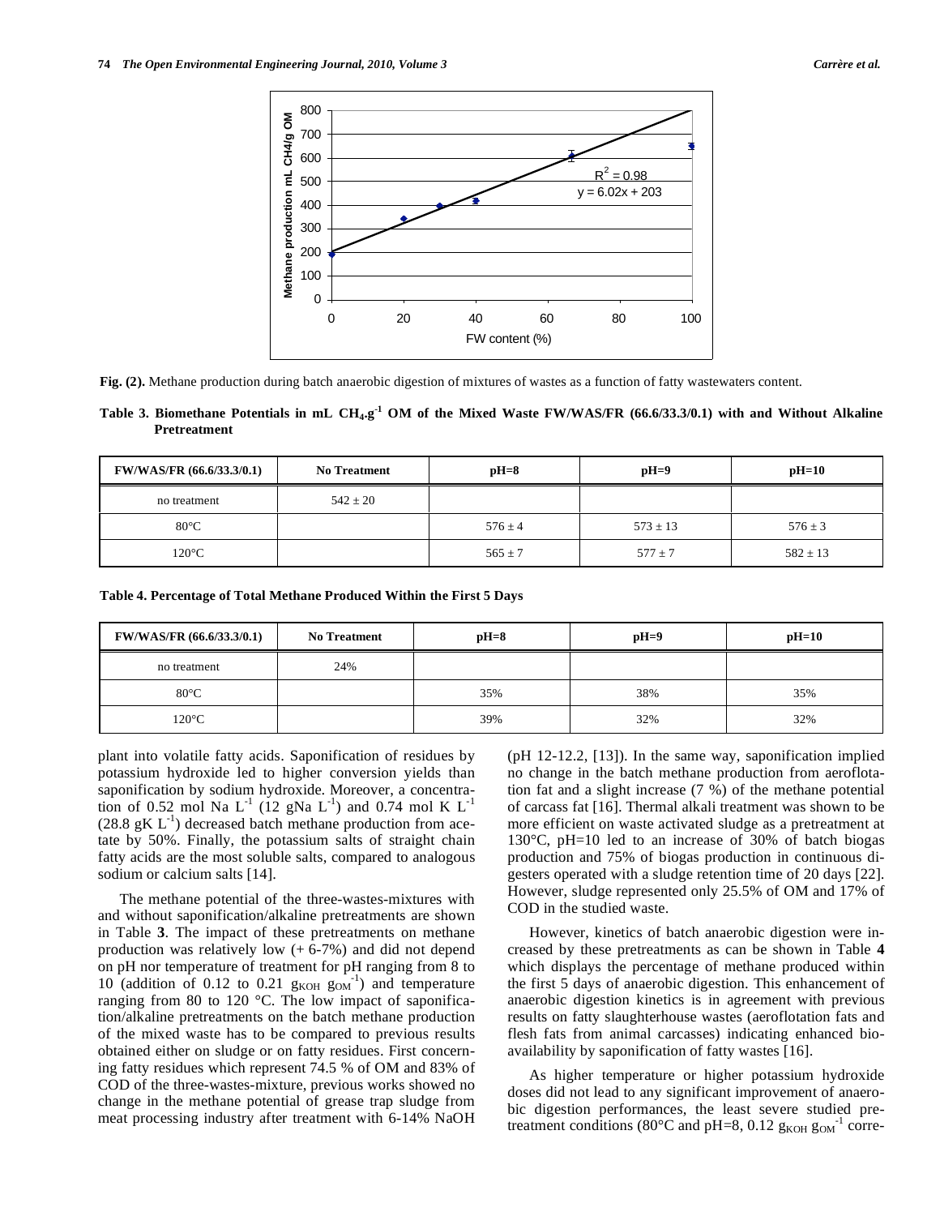**Fig. (2).** Methane production during batch anaerobic digestion of mixtures of wastes as a function of fatty wastewaters content.

**Table 3. Biomethane Potentials in mL $CH_4.g^{-1}$ OM of the Mixed Waste FW/WAS/FR (66.6/33.3/0.1) with and Without Alkaline Pretreatment**

| FW/WAS/FR (66.6/33.3/0.1) | No Treatment | pH=8 | pH=9 | pH=10 |
|---|---|---|---|---|
| no treatment | 542 ± 20 | | | |
| 80°C | | 576 ± 4 | 573 ± 13 | 576 ± 3 |
| 120°C | | 565 ± 7 | 577 ± 7 | 582 ± 13 |

**Table 4. Percentage of Total Methane Produced Within the First 5 Days**

| FW/WAS/FR (66.6/33.3/0.1) | No Treatment | pH=8 | pH=9 | pH=10 |
|---|---|---|---|---|
| no treatment | 24% | | | |
| 80°C | | 35% | 38% | 35% |
| 120°C | | 39% | 32% | 32% |

plant into volatile fatty acids. Saponification of residues by potassium hydroxide led to higher conversion yields than saponification by sodium hydroxide. Moreover, a concentration of 0.52 mol Na $L^{-1}$ (12 gNa $L^{-1}$) and 0.74 mol K $L^{-1}$ (28.8 gK $L^{-1}$) decreased batch methane production from acetate by 50%. Finally, the potassium salts of straight chain fatty acids are the most soluble salts, compared to analogous sodium or calcium salts [14].

The methane potential of the three-wastes-mixtures with and without saponification/alkaline pretreatments are shown in Table **3**. The impact of these pretreatments on methane production was relatively low (+ 6-7%) and did not depend on pH nor temperature of treatment for pH ranging from 8 to 10 (addition of 0.12 to 0.21 $g_{KOH}$ $g_{OM}^{-1}$) and temperature ranging from 80 to 120 °C. The low impact of saponification/alkaline pretreatments on the batch methane production of the mixed waste has to be compared to previous results obtained either on sludge or on fatty residues. First concerning fatty residues which represent 74.5 % of OM and 83% of COD of the three-wastes-mixture, previous works showed no change in the methane potential of grease trap sludge from meat processing industry after treatment with 6-14% NaOH (pH 12-12.2, [13]). In the same way, saponification implied no change in the batch methane production from aeroflotation fat and a slight increase (7 %) of the methane potential of carcass fat [16]. Thermal alkali treatment was shown to be more efficient on waste activated sludge as a pretreatment at 130°C, pH=10 led to an increase of 30% of batch biogas production and 75% of biogas production in continuous digesters operated with a sludge retention time of 20 days [22]. However, sludge represented only 25.5% of OM and 17% of COD in the studied waste.

However, kinetics of batch anaerobic digestion were increased by these pretreatments as can be shown in Table **4** which displays the percentage of methane produced within the first 5 days of anaerobic digestion. This enhancement of anaerobic digestion kinetics is in agreement with previous results on fatty slaughterhouse wastes (aeroflotation fats and flesh fats from animal carcasses) indicating enhanced bioavailability by saponification of fatty wastes [16].

As higher temperature or higher potassium hydroxide doses did not lead to any significant improvement of anaerobic digestion performances, the least severe studied pretreatment conditions (80°C and pH=8, 0.12 $g_{KOH}$ $g_{OM}^{-1}$ corre-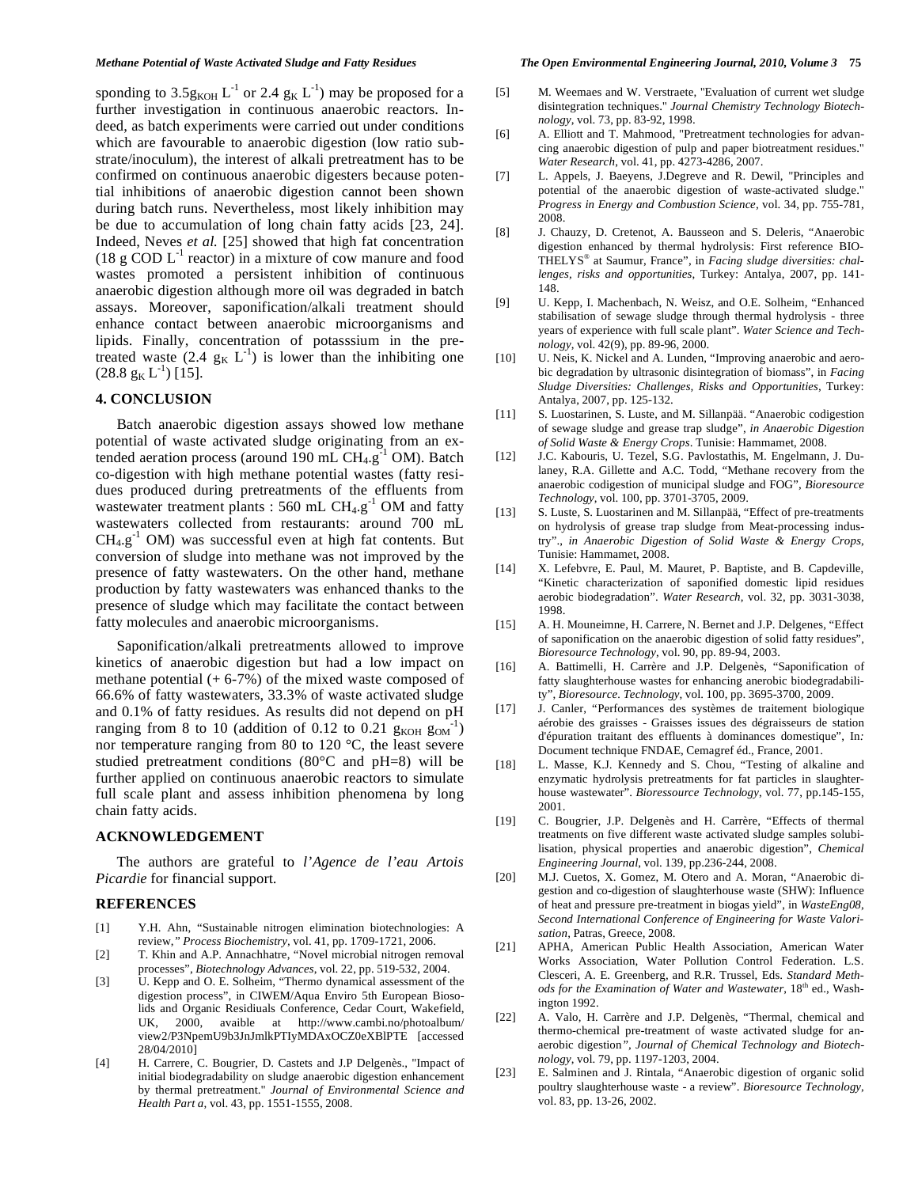sponding to $3.5 g_{KOH} L^{-1}$ or $2.4 g_K L^{-1}$) may be proposed for a further investigation in continuous anaerobic reactors. Indeed, as batch experiments were carried out under conditions which are favourable to anaerobic digestion (low ratio substrate/inoculum), the interest of alkali pretreatment has to be confirmed on continuous anaerobic digesters because potential inhibitions of anaerobic digestion cannot been shown during batch runs. Nevertheless, most likely inhibition may be due to accumulation of long chain fatty acids [23, 24]. Indeed, Neves *et al.* [25] showed that high fat concentration ($18 g COD L^{-1}$ reactor) in a mixture of cow manure and food wastes promoted a persistent inhibition of continuous anaerobic digestion although more oil was degraded in batch assays. Moreover, saponification/alkali treatment should enhance contact between anaerobic microorganisms and lipids. Finally, concentration of potasssium in the pre-treated waste ($2.4 g_K L^{-1}$) is lower than the inhibiting one ($28.8 g_K L^{-1}$) [15].

## 4. CONCLUSION

Batch anaerobic digestion assays showed low methane potential of waste activated sludge originating from an extended aeration process (around 190 mL $CH_4.g^{-1}$ OM). Batch co-digestion with high methane potential wastes (fatty residues produced during pretreatments of the effluents from wastewater treatment plants : 560 mL $CH_4.g^{-1}$ OM and fatty wastewaters collected from restaurants: around 700 mL $CH_4.g^{-1}$ OM) was successful even at high fat contents. But conversion of sludge into methane was not improved by the presence of fatty wastewaters. On the other hand, methane production by fatty wastewaters was enhanced thanks to the presence of sludge which may facilitate the contact between fatty molecules and anaerobic microorganisms.

Saponification/alkali pretreatments allowed to improve kinetics of anaerobic digestion but had a low impact on methane potential (+ 6-7%) of the mixed waste composed of 66.6% of fatty wastewaters, 33.3% of waste activated sludge and 0.1% of fatty residues. As results did not depend on pH ranging from 8 to 10 (addition of 0.12 to 0.21 $g_{KOH} g_{OM}^{-1}$) nor temperature ranging from 80 to 120 °C, the least severe studied pretreatment conditions (80°C and pH=8) will be further applied on continuous anaerobic reactors to simulate full scale plant and assess inhibition phenomena by long chain fatty acids.

## ACKNOWLEDGEMENT

The authors are grateful to *l'Agence de l'eau Artois Picardie* for financial support.

## REFERENCES

[1] Y.H. Ahn, "Sustainable nitrogen elimination biotechnologies: A review," *Process Biochemistry*, vol. 41, pp. 1709-1721, 2006.

[2] T. Khin and A.P. Annachhatre, "Novel microbial nitrogen removal processes", *Biotechnology Advances*, vol. 22, pp. 519-532, 2004.

[3] U. Kepp and O. E. Solheim, "Thermo dynamical assessment of the digestion process", in CIWEM/Aqua Enviro 5th European Biosolids and Organic Residiuals Conference, Cedar Court, Wakefield, UK, 2000, avaible at http://www.cambi.no/photoalbum/view2/P3NpemU9b3JnJmlkPTIyMDAxOCZ0eXBlPTE [accessed 28/04/2010]

[4] H. Carrere, C. Bougrier, D. Castets and J.P Delgenès., "Impact of initial biodegradability on sludge anaerobic digestion enhancement by thermal pretreatment." *Journal of Environmental Science and Health Part a*, vol. 43, pp. 1551-1555, 2008.

[5] M. Weemaes and W. Verstraete, "Evaluation of current wet sludge disintegration techniques." *Journal Chemistry Technology Biotechnology*, vol. 73, pp. 83-92, 1998.

[6] A. Elliott and T. Mahmood, "Pretreatment technologies for advancing anaerobic digestion of pulp and paper biotreatment residues." *Water Research*, vol. 41, pp. 4273-4286, 2007.

[7] L. Appels, J. Baeyens, J.Degreve and R. Dewil, "Principles and potential of the anaerobic digestion of waste-activated sludge." *Progress in Energy and Combustion Science*, vol. 34, pp. 755-781, 2008.

[8] J. Chauzy, D. Cretenot, A. Bausseon and S. Deleris, "Anaerobic digestion enhanced by thermal hydrolysis: First reference BIOTHELYS® at Saumur, France", in *Facing sludge diversities: challenges, risks and opportunities*, Turkey: Antalya, 2007, pp. 141-148.

[9] U. Kepp, I. Machenbach, N. Weisz, and O.E. Solheim, "Enhanced stabilisation of sewage sludge through thermal hydrolysis - three years of experience with full scale plant". *Water Science and Technology*, vol. 42(9), pp. 89-96, 2000.

[10] U. Neis, K. Nickel and A. Lunden, "Improving anaerobic and aerobic degradation by ultrasonic disintegration of biomass", in *Facing Sludge Diversities: Challenges, Risks and Opportunities*, Turkey: Antalya, 2007, pp. 125-132.

[11] S. Luostarinen, S. Luste, and M. Sillanpää. "Anaerobic codigestion of sewage sludge and grease trap sludge", *in Anaerobic Digestion of Solid Waste & Energy Crops*. Tunisie: Hammamet, 2008.

[12] J.C. Kabouris, U. Tezel, S.G. Pavlostathis, M. Engelmann, J. Dulaney, R.A. Gillette and A.C. Todd, "Methane recovery from the anaerobic codigestion of municipal sludge and FOG", *Bioresource Technology*, vol. 100, pp. 3701-3705, 2009.

[13] S. Luste, S. Luostarinen and M. Sillanpää, "Effect of pre-treatments on hydrolysis of grease trap sludge from Meat-processing industry"., *in Anaerobic Digestion of Solid Waste & Energy Crops*, Tunisie: Hammamet, 2008.

[14] X. Lefebvre, E. Paul, M. Mauret, P. Baptiste, and B. Capdeville, "Kinetic characterization of saponified domestic lipid residues aerobic biodegradation". *Water Research*, vol. 32, pp. 3031-3038, 1998.

[15] A. H. Mouneimne, H. Carrere, N. Bernet and J.P. Delgenes, "Effect of saponification on the anaerobic digestion of solid fatty residues", *Bioresource Technology*, vol. 90, pp. 89-94, 2003.

[16] A. Battimelli, H. Carrère and J.P. Delgenès, "Saponification of fatty slaughterhouse wastes for enhancing anerobic biodegradability", *Bioresource. Technology*, vol. 100, pp. 3695-3700, 2009.

[17] J. Canler, "Performances des systèmes de traitement biologique aérobie des graisses - Graisses issues des dégraisseurs de station d'épuration traitant des effluents à dominances domestique", In*:* Document technique FNDAE, Cemagref éd., France, 2001.

[18] L. Masse, K.J. Kennedy and S. Chou, "Testing of alkaline and enzymatic hydrolysis pretreatments for fat particles in slaughterhouse wastewater". *Bioressource Technology*, vol. 77, pp.145-155, 2001.

[19] C. Bougrier, J.P. Delgenès and H. Carrère, "Effects of thermal treatments on five different waste activated sludge samples solubilisation, physical properties and anaerobic digestion", *Chemical Engineering Journal*, vol. 139, pp.236-244, 2008.

[20] M.J. Cuetos, X. Gomez, M. Otero and A. Moran, "Anaerobic digestion and co-digestion of slaughterhouse waste (SHW): Influence of heat and pressure pre-treatment in biogas yield", in *WasteEng08, Second International Conference of Engineering for Waste Valorisation*, Patras, Greece, 2008.

[21] APHA, American Public Health Association, American Water Works Association, Water Pollution Control Federation. L.S. Clesceri, A. E. Greenberg, and R.R. Trussel, Eds. *Standard Methods for the Examination of Water and Wastewater*, 18th ed., Washington 1992.

[22] A. Valo, H. Carrère and J.P. Delgenès, "Thermal, chemical and thermo-chemical pre-treatment of waste activated sludge for anaerobic digestion", *Journal of Chemical Technology and Biotechnology*, vol. 79, pp. 1197-1203, 2004.

[23] E. Salminen and J. Rintala, "Anaerobic digestion of organic solid poultry slaughterhouse waste - a review". *Bioresource Technology*, vol. 83, pp. 13-26, 2002.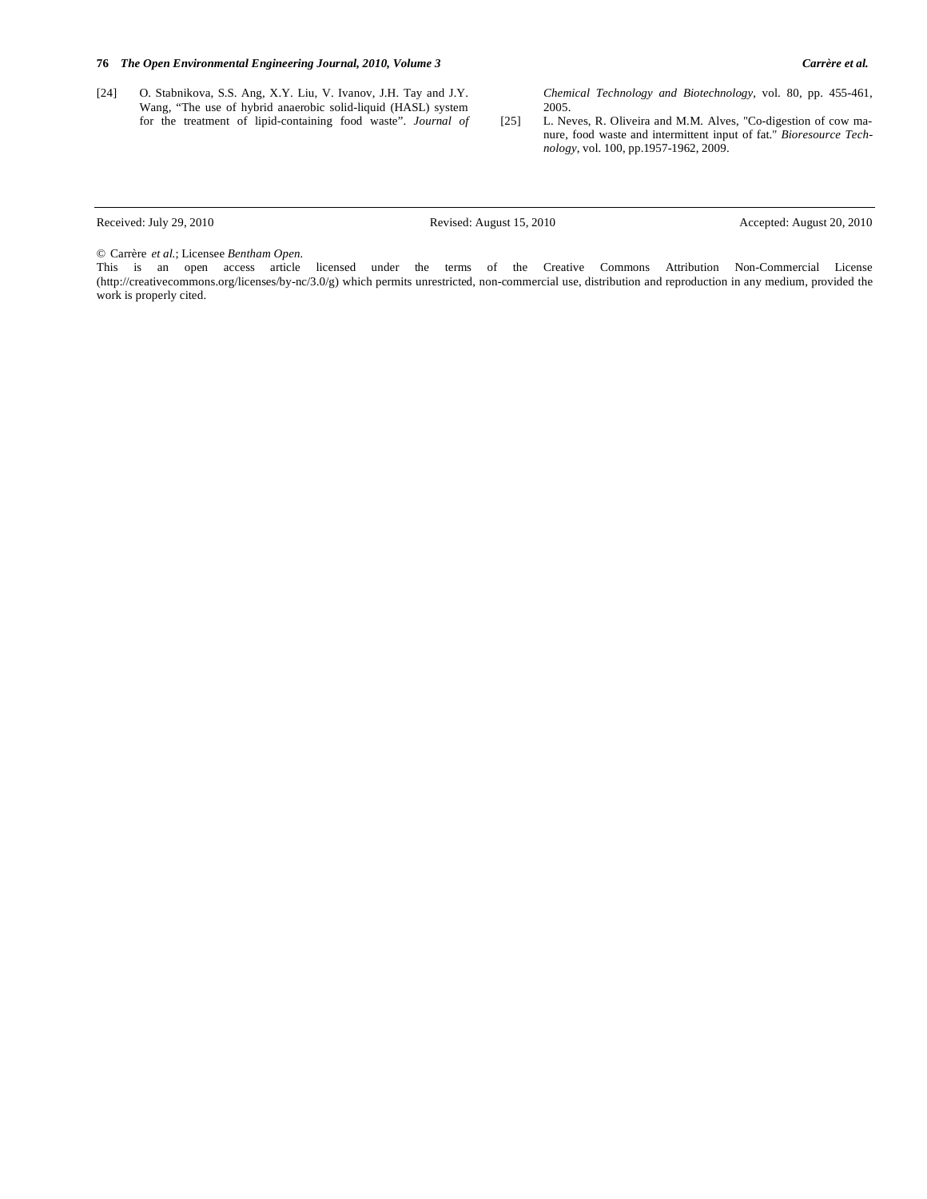[24] O. Stabnikova, S.S. Ang, X.Y. Liu, V. Ivanov, J.H. Tay and J.Y. Wang, "The use of hybrid anaerobic solid-liquid (HASL) system for the treatment of lipid-containing food waste". *Journal of Chemical Technology and Biotechnology*, vol. 80, pp. 455-461, 2005.

[25] L. Neves, R. Oliveira and M.M. Alves, "Co-digestion of cow manure, food waste and intermittent input of fat." *Bioresource Technology*, vol. 100, pp.1957-1962, 2009.

---

Received: July 29, 2010 Revised: August 15, 2010 Accepted: August 20, 2010

© Carrère *et al.*; Licensee *Bentham Open*.

This is an open access article licensed under the terms of the Creative Commons Attribution Non-Commercial License (http://creativecommons.org/licenses/by-nc/3.0/g) which permits unrestricted, non-commercial use, distribution and reproduction in any medium, provided the work is properly cited.